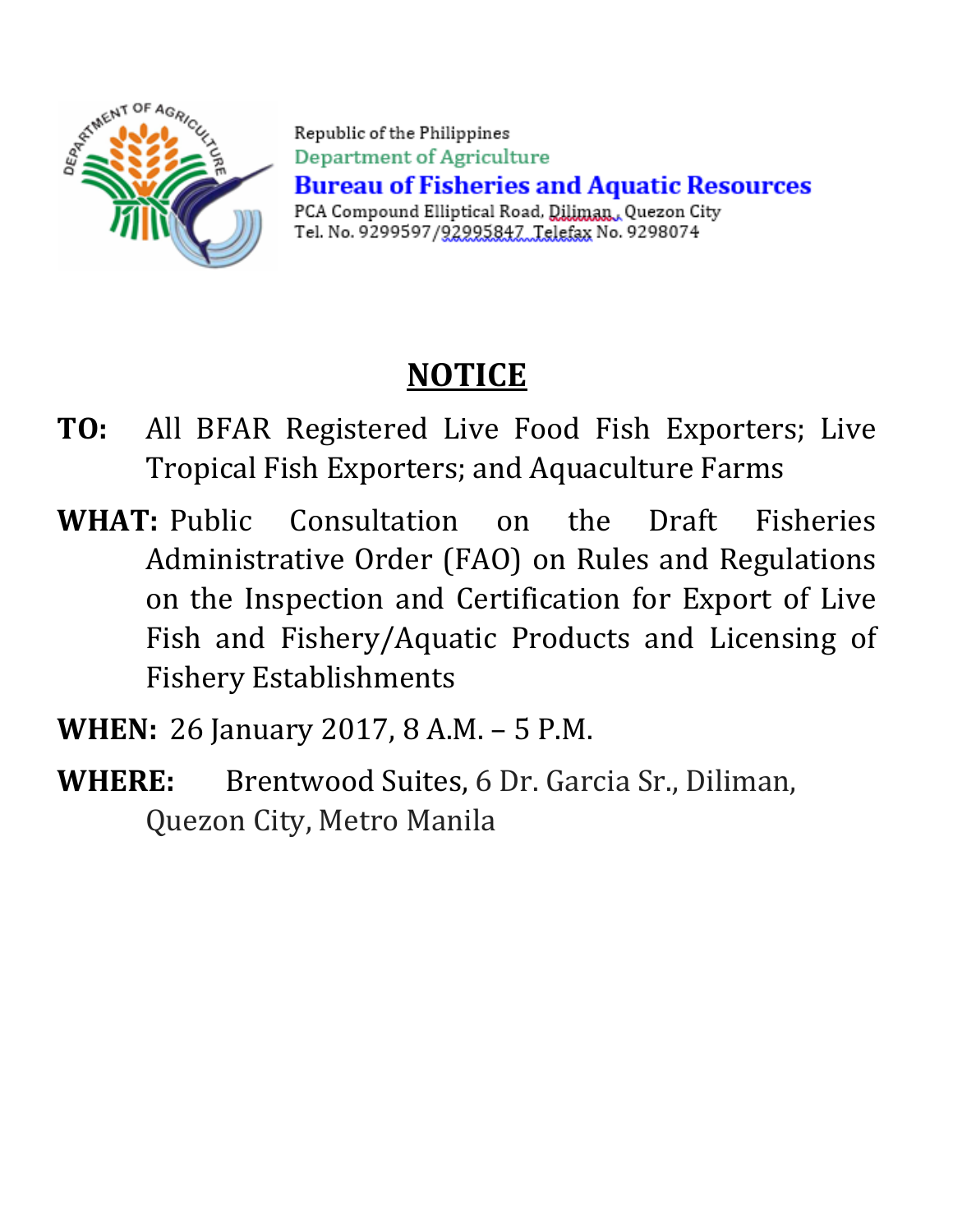Republic of the Philippines
Department of Agriculture
**Bureau of Fisheries and Aquatic Resources**
PCA Compound Elliptical Road, Diliman, Quezon City
Tel. No. 9299597/92995847 Telefax No. 9298074

# NOTICE

**TO:** All BFAR Registered Live Food Fish Exporters; Live Tropical Fish Exporters; and Aquaculture Farms

**WHAT:** Public Consultation on the Draft Fisheries Administrative Order (FAO) on Rules and Regulations on the Inspection and Certification for Export of Live Fish and Fishery/Aquatic Products and Licensing of Fishery Establishments

**WHEN:** 26 January 2017, 8 A.M. – 5 P.M.

**WHERE:** Brentwood Suites, 6 Dr. Garcia Sr., Diliman, Quezon City, Metro Manila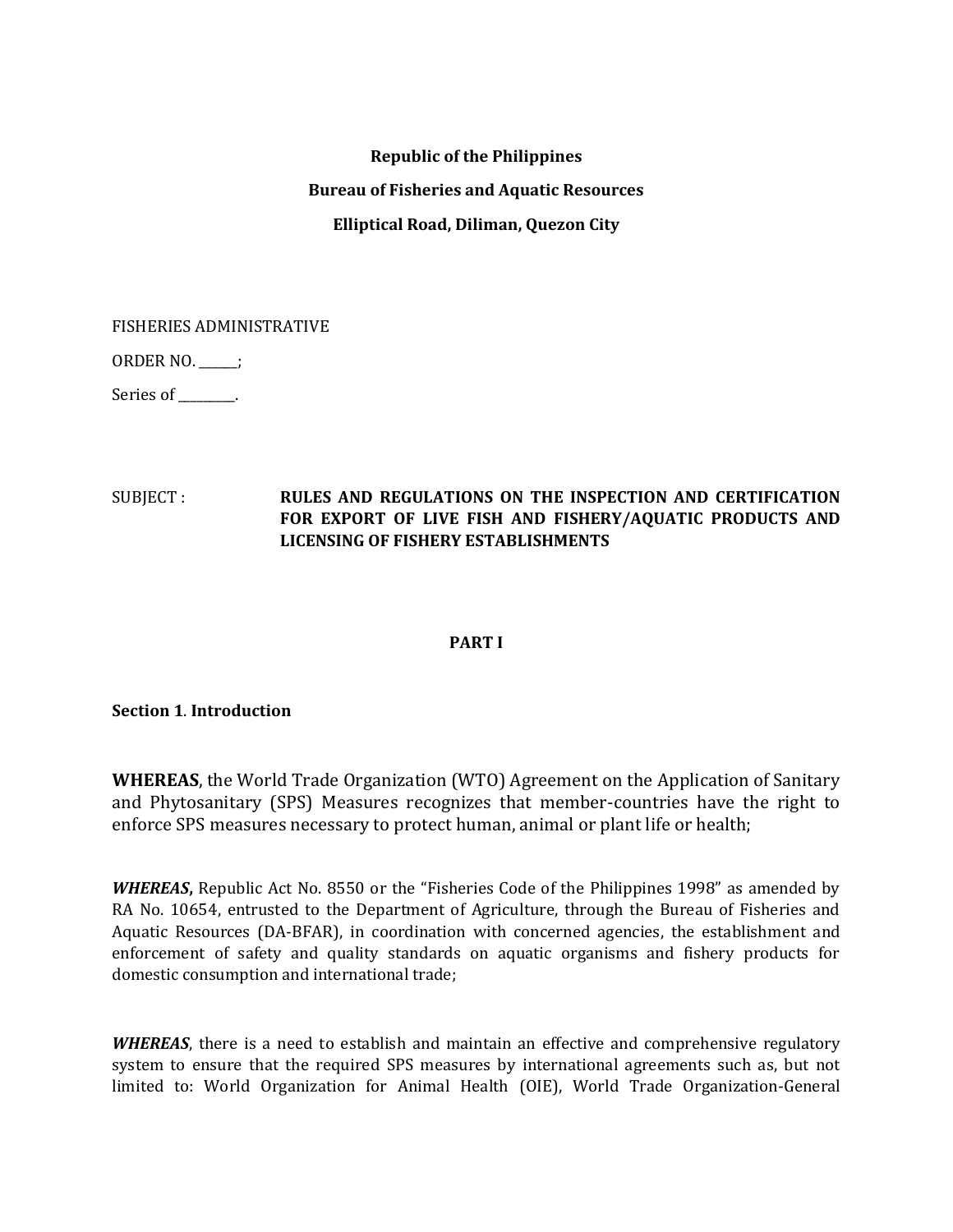**Republic of the Philippines**

**Bureau of Fisheries and Aquatic Resources**

**Elliptical Road, Diliman, Quezon City**

FISHERIES ADMINISTRATIVE

ORDER NO. ______;

Series of _________.

SUBJECT : **RULES AND REGULATIONS ON THE INSPECTION AND CERTIFICATION FOR EXPORT OF LIVE FISH AND FISHERY/AQUATIC PRODUCTS AND LICENSING OF FISHERY ESTABLISHMENTS**

## PART I

### Section 1. Introduction

**WHEREAS**, the World Trade Organization (WTO) Agreement on the Application of Sanitary and Phytosanitary (SPS) Measures recognizes that member-countries have the right to enforce SPS measures necessary to protect human, animal or plant life or health;

***WHEREAS***, Republic Act No. 8550 or the "Fisheries Code of the Philippines 1998" as amended by RA No. 10654, entrusted to the Department of Agriculture, through the Bureau of Fisheries and Aquatic Resources (DA-BFAR), in coordination with concerned agencies, the establishment and enforcement of safety and quality standards on aquatic organisms and fishery products for domestic consumption and international trade;

***WHEREAS***, there is a need to establish and maintain an effective and comprehensive regulatory system to ensure that the required SPS measures by international agreements such as, but not limited to: World Organization for Animal Health (OIE), World Trade Organization-General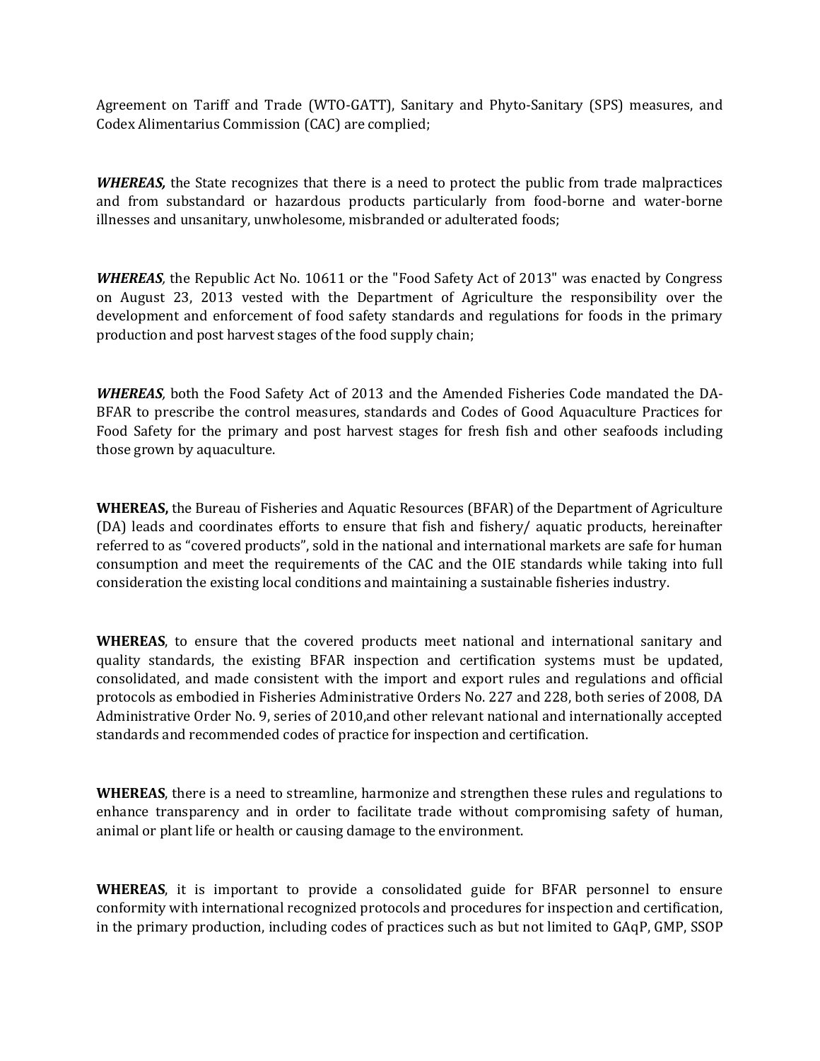Agreement on Tariff and Trade (WTO-GATT), Sanitary and Phyto-Sanitary (SPS) measures, and Codex Alimentarius Commission (CAC) are complied;

***WHEREAS,*** the State recognizes that there is a need to protect the public from trade malpractices and from substandard or hazardous products particularly from food-borne and water-borne illnesses and unsanitary, unwholesome, misbranded or adulterated foods;

***WHEREAS**,* the Republic Act No. 10611 or the "Food Safety Act of 2013" was enacted by Congress on August 23, 2013 vested with the Department of Agriculture the responsibility over the development and enforcement of food safety standards and regulations for foods in the primary production and post harvest stages of the food supply chain;

***WHEREAS**,* both the Food Safety Act of 2013 and the Amended Fisheries Code mandated the DA-BFAR to prescribe the control measures, standards and Codes of Good Aquaculture Practices for Food Safety for the primary and post harvest stages for fresh fish and other seafoods including those grown by aquaculture.

**WHEREAS,** the Bureau of Fisheries and Aquatic Resources (BFAR) of the Department of Agriculture (DA) leads and coordinates efforts to ensure that fish and fishery/ aquatic products, hereinafter referred to as "covered products", sold in the national and international markets are safe for human consumption and meet the requirements of the CAC and the OIE standards while taking into full consideration the existing local conditions and maintaining a sustainable fisheries industry.

**WHEREAS**, to ensure that the covered products meet national and international sanitary and quality standards, the existing BFAR inspection and certification systems must be updated, consolidated, and made consistent with the import and export rules and regulations and official protocols as embodied in Fisheries Administrative Orders No. 227 and 228, both series of 2008, DA Administrative Order No. 9, series of 2010,and other relevant national and internationally accepted standards and recommended codes of practice for inspection and certification.

**WHEREAS**, there is a need to streamline, harmonize and strengthen these rules and regulations to enhance transparency and in order to facilitate trade without compromising safety of human, animal or plant life or health or causing damage to the environment.

**WHEREAS**, it is important to provide a consolidated guide for BFAR personnel to ensure conformity with international recognized protocols and procedures for inspection and certification, in the primary production, including codes of practices such as but not limited to GAqP, GMP, SSOP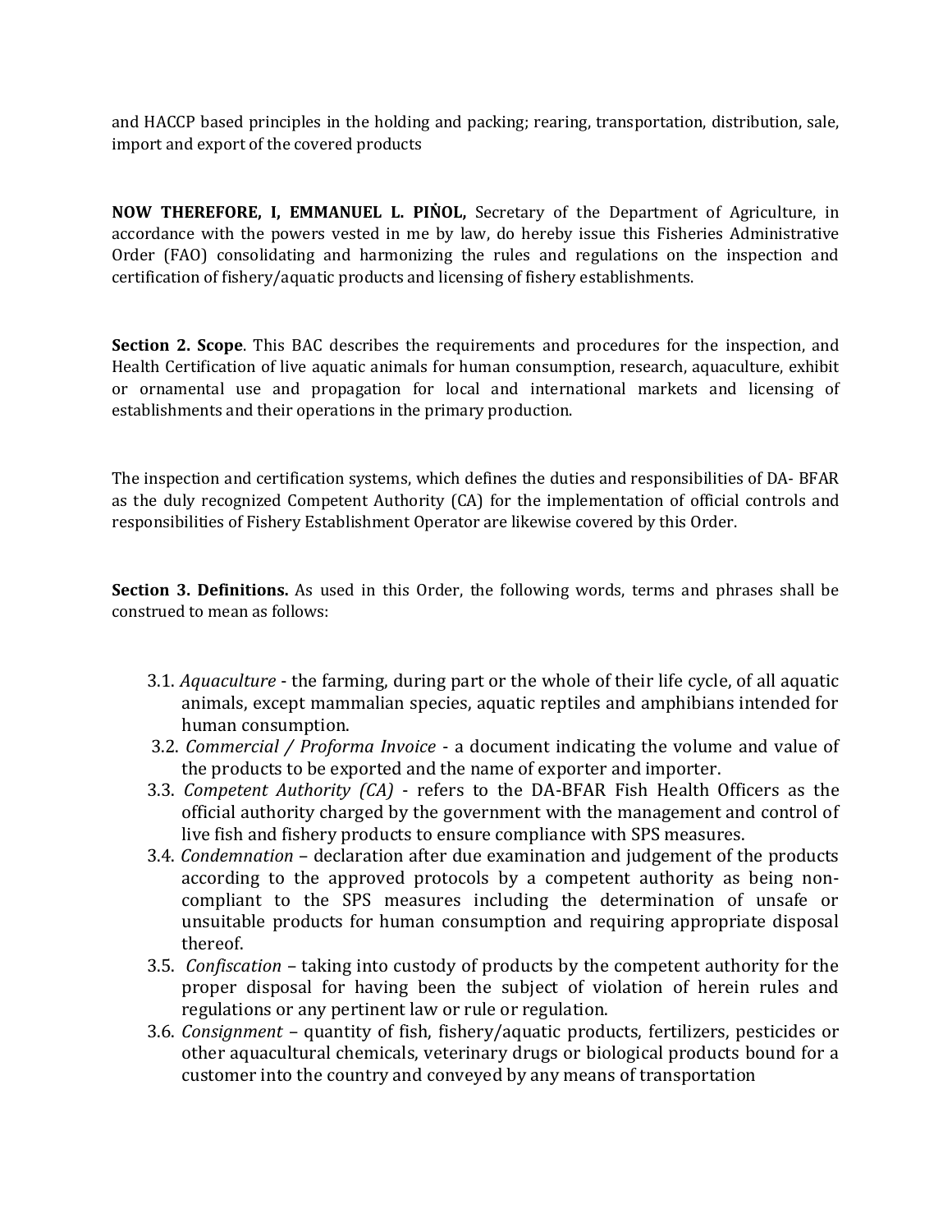and HACCP based principles in the holding and packing; rearing, transportation, distribution, sale, import and export of the covered products

**NOW THEREFORE, I, EMMANUEL L. PIŇOL,** Secretary of the Department of Agriculture, in accordance with the powers vested in me by law, do hereby issue this Fisheries Administrative Order (FAO) consolidating and harmonizing the rules and regulations on the inspection and certification of fishery/aquatic products and licensing of fishery establishments.

**Section 2. Scope**. This BAC describes the requirements and procedures for the inspection, and Health Certification of live aquatic animals for human consumption, research, aquaculture, exhibit or ornamental use and propagation for local and international markets and licensing of establishments and their operations in the primary production.

The inspection and certification systems, which defines the duties and responsibilities of DA- BFAR as the duly recognized Competent Authority (CA) for the implementation of official controls and responsibilities of Fishery Establishment Operator are likewise covered by this Order.

**Section 3. Definitions.** As used in this Order, the following words, terms and phrases shall be construed to mean as follows:

3.1. *Aquaculture* - the farming, during part or the whole of their life cycle, of all aquatic animals, except mammalian species, aquatic reptiles and amphibians intended for human consumption.

3.2. *Commercial / Proforma Invoice* - a document indicating the volume and value of the products to be exported and the name of exporter and importer.

3.3. *Competent Authority (CA)* - refers to the DA-BFAR Fish Health Officers as the official authority charged by the government with the management and control of live fish and fishery products to ensure compliance with SPS measures.

3.4. *Condemnation* – declaration after due examination and judgement of the products according to the approved protocols by a competent authority as being non-compliant to the SPS measures including the determination of unsafe or unsuitable products for human consumption and requiring appropriate disposal thereof.

3.5. *Confiscation* – taking into custody of products by the competent authority for the proper disposal for having been the subject of violation of herein rules and regulations or any pertinent law or rule or regulation.

3.6. *Consignment* – quantity of fish, fishery/aquatic products, fertilizers, pesticides or other aquacultural chemicals, veterinary drugs or biological products bound for a customer into the country and conveyed by any means of transportation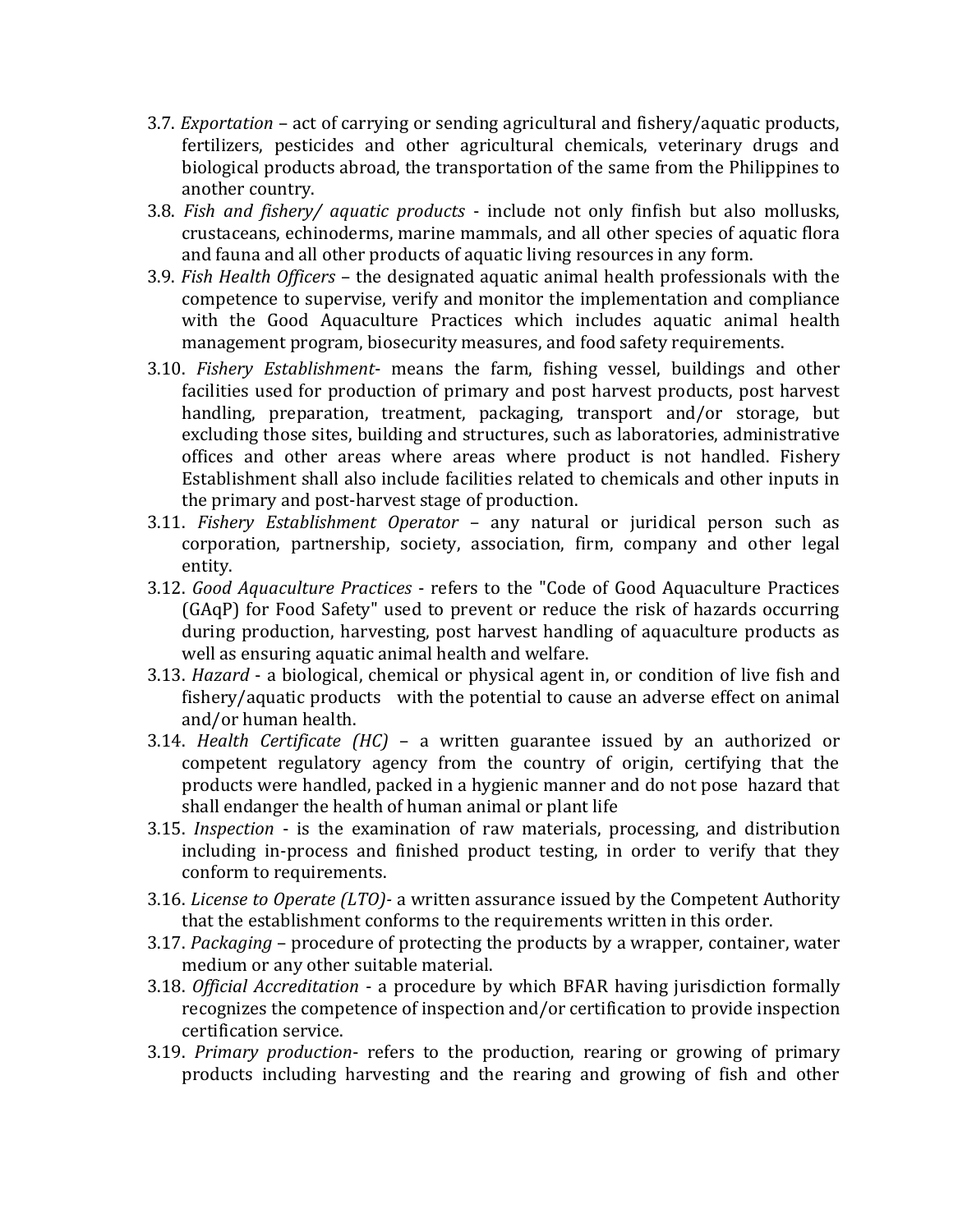3.7. *Exportation* – act of carrying or sending agricultural and fishery/aquatic products, fertilizers, pesticides and other agricultural chemicals, veterinary drugs and biological products abroad, the transportation of the same from the Philippines to another country.

3.8. *Fish and fishery/ aquatic products* - include not only finfish but also mollusks, crustaceans, echinoderms, marine mammals, and all other species of aquatic flora and fauna and all other products of aquatic living resources in any form.

3.9. *Fish Health Officers* – the designated aquatic animal health professionals with the competence to supervise, verify and monitor the implementation and compliance with the Good Aquaculture Practices which includes aquatic animal health management program, biosecurity measures, and food safety requirements.

3.10. *Fishery Establishment*- means the farm, fishing vessel, buildings and other facilities used for production of primary and post harvest products, post harvest handling, preparation, treatment, packaging, transport and/or storage, but excluding those sites, building and structures, such as laboratories, administrative offices and other areas where areas where product is not handled. Fishery Establishment shall also include facilities related to chemicals and other inputs in the primary and post-harvest stage of production.

3.11. *Fishery Establishment Operator* – any natural or juridical person such as corporation, partnership, society, association, firm, company and other legal entity.

3.12. *Good Aquaculture Practices* - refers to the "Code of Good Aquaculture Practices (GAqP) for Food Safety" used to prevent or reduce the risk of hazards occurring during production, harvesting, post harvest handling of aquaculture products as well as ensuring aquatic animal health and welfare.

3.13. *Hazard* - a biological, chemical or physical agent in, or condition of live fish and fishery/aquatic products with the potential to cause an adverse effect on animal and/or human health.

3.14. *Health Certificate (HC)* – a written guarantee issued by an authorized or competent regulatory agency from the country of origin, certifying that the products were handled, packed in a hygienic manner and do not pose hazard that shall endanger the health of human animal or plant life

3.15. *Inspection* - is the examination of raw materials, processing, and distribution including in-process and finished product testing, in order to verify that they conform to requirements.

3.16. *License to Operate (LTO)*- a written assurance issued by the Competent Authority that the establishment conforms to the requirements written in this order.

3.17. *Packaging* – procedure of protecting the products by a wrapper, container, water medium or any other suitable material.

3.18. *Official Accreditation* - a procedure by which BFAR having jurisdiction formally recognizes the competence of inspection and/or certification to provide inspection certification service.

3.19. *Primary production*- refers to the production, rearing or growing of primary products including harvesting and the rearing and growing of fish and other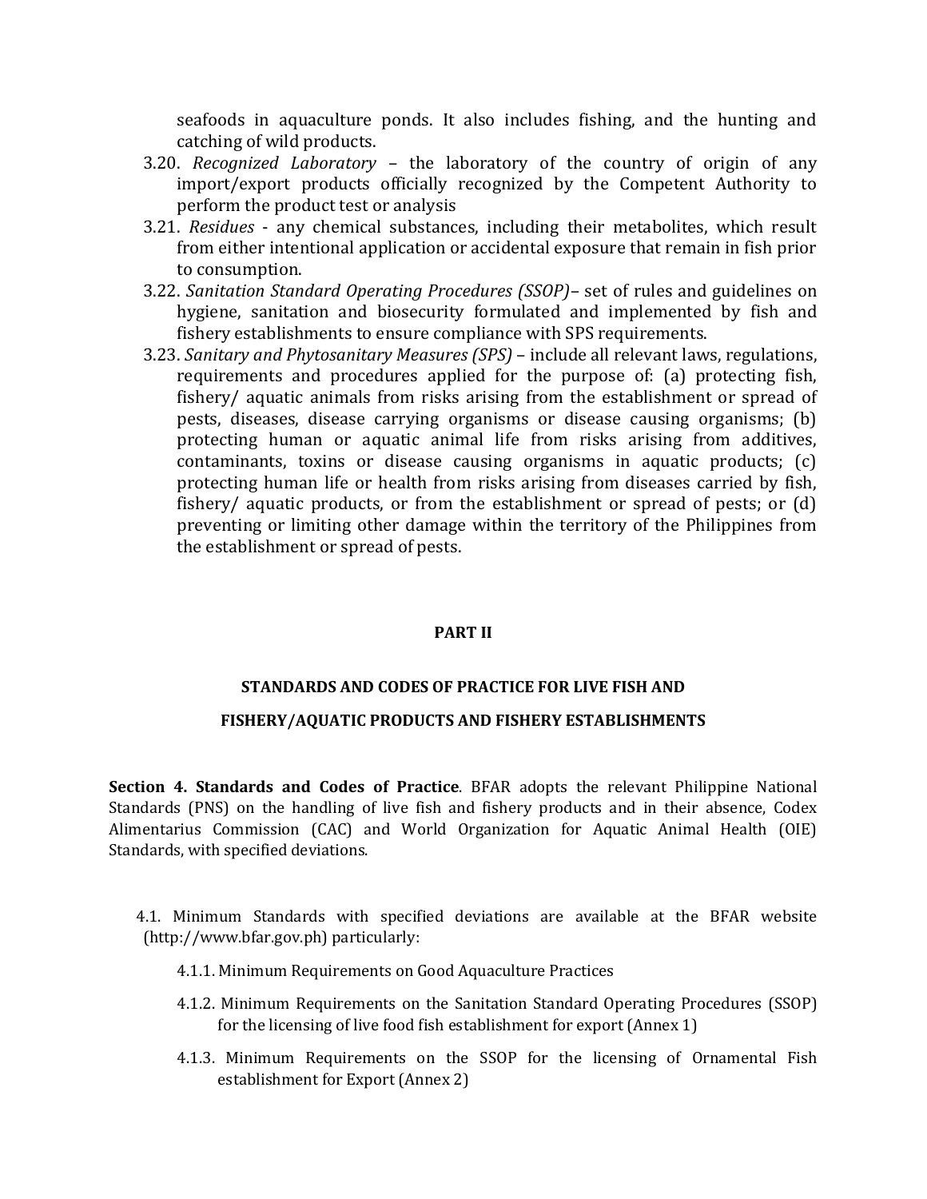seafoods in aquaculture ponds. It also includes fishing, and the hunting and catching of wild products.

3.20. *Recognized Laboratory* – the laboratory of the country of origin of any import/export products officially recognized by the Competent Authority to perform the product test or analysis

3.21. *Residues* - any chemical substances, including their metabolites, which result from either intentional application or accidental exposure that remain in fish prior to consumption.

3.22. *Sanitation Standard Operating Procedures (SSOP)*– set of rules and guidelines on hygiene, sanitation and biosecurity formulated and implemented by fish and fishery establishments to ensure compliance with SPS requirements.

3.23. *Sanitary and Phytosanitary Measures (SPS)* – include all relevant laws, regulations, requirements and procedures applied for the purpose of: (a) protecting fish, fishery/ aquatic animals from risks arising from the establishment or spread of pests, diseases, disease carrying organisms or disease causing organisms; (b) protecting human or aquatic animal life from risks arising from additives, contaminants, toxins or disease causing organisms in aquatic products; (c) protecting human life or health from risks arising from diseases carried by fish, fishery/ aquatic products, or from the establishment or spread of pests; or (d) preventing or limiting other damage within the territory of the Philippines from the establishment or spread of pests.

## PART II

## STANDARDS AND CODES OF PRACTICE FOR LIVE FISH AND FISHERY/AQUATIC PRODUCTS AND FISHERY ESTABLISHMENTS

**Section 4. Standards and Codes of Practice**. BFAR adopts the relevant Philippine National Standards (PNS) on the handling of live fish and fishery products and in their absence, Codex Alimentarius Commission (CAC) and World Organization for Aquatic Animal Health (OIE) Standards, with specified deviations.

4.1. Minimum Standards with specified deviations are available at the BFAR website (http://www.bfar.gov.ph) particularly:

4.1.1. Minimum Requirements on Good Aquaculture Practices

4.1.2. Minimum Requirements on the Sanitation Standard Operating Procedures (SSOP) for the licensing of live food fish establishment for export (Annex 1)

4.1.3. Minimum Requirements on the SSOP for the licensing of Ornamental Fish establishment for Export (Annex 2)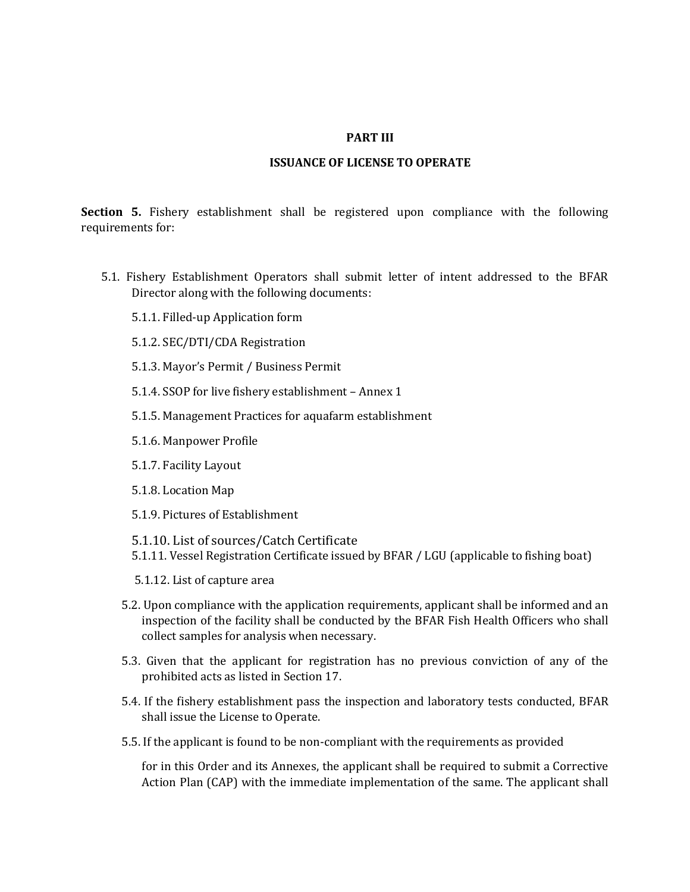## PART III

## ISSUANCE OF LICENSE TO OPERATE

**Section 5.** Fishery establishment shall be registered upon compliance with the following requirements for:

5.1. Fishery Establishment Operators shall submit letter of intent addressed to the BFAR Director along with the following documents:

5.1.1. Filled-up Application form

5.1.2. SEC/DTI/CDA Registration

5.1.3. Mayor's Permit / Business Permit

5.1.4. SSOP for live fishery establishment – Annex 1

5.1.5. Management Practices for aquafarm establishment

5.1.6. Manpower Profile

5.1.7. Facility Layout

5.1.8. Location Map

5.1.9. Pictures of Establishment

5.1.10. List of sources/Catch Certificate

5.1.11. Vessel Registration Certificate issued by BFAR / LGU (applicable to fishing boat)

5.1.12. List of capture area

5.2. Upon compliance with the application requirements, applicant shall be informed and an inspection of the facility shall be conducted by the BFAR Fish Health Officers who shall collect samples for analysis when necessary.

5.3. Given that the applicant for registration has no previous conviction of any of the prohibited acts as listed in Section 17.

5.4. If the fishery establishment pass the inspection and laboratory tests conducted, BFAR shall issue the License to Operate.

5.5. If the applicant is found to be non-compliant with the requirements as provided for in this Order and its Annexes, the applicant shall be required to submit a Corrective Action Plan (CAP) with the immediate implementation of the same. The applicant shall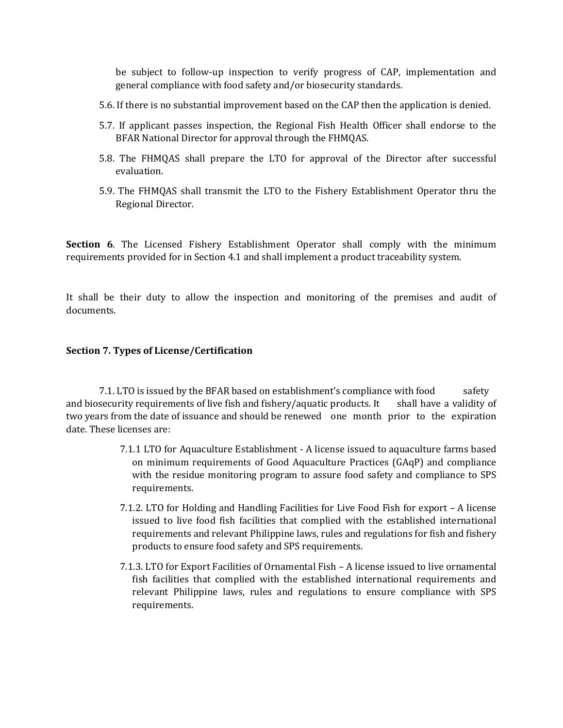be subject to follow-up inspection to verify progress of CAP, implementation and general compliance with food safety and/or biosecurity standards.

5.6. If there is no substantial improvement based on the CAP then the application is denied.

5.7. If applicant passes inspection, the Regional Fish Health Officer shall endorse to the BFAR National Director for approval through the FHMQAS.

5.8. The FHMQAS shall prepare the LTO for approval of the Director after successful evaluation.

5.9. The FHMQAS shall transmit the LTO to the Fishery Establishment Operator thru the Regional Director.

**Section 6**. The Licensed Fishery Establishment Operator shall comply with the minimum requirements provided for in Section 4.1 and shall implement a product traceability system.

It shall be their duty to allow the inspection and monitoring of the premises and audit of documents.

**Section 7. Types of License/Certification**

7.1. LTO is issued by the BFAR based on establishment's compliance with food safety and biosecurity requirements of live fish and fishery/aquatic products. It shall have a validity of two years from the date of issuance and should be renewed one month prior to the expiration date. These licenses are:

7.1.1 LTO for Aquaculture Establishment - A license issued to aquaculture farms based on minimum requirements of Good Aquaculture Practices (GAqP) and compliance with the residue monitoring program to assure food safety and compliance to SPS requirements.

7.1.2. LTO for Holding and Handling Facilities for Live Food Fish for export – A license issued to live food fish facilities that complied with the established international requirements and relevant Philippine laws, rules and regulations for fish and fishery products to ensure food safety and SPS requirements.

7.1.3. LTO for Export Facilities of Ornamental Fish – A license issued to live ornamental fish facilities that complied with the established international requirements and relevant Philippine laws, rules and regulations to ensure compliance with SPS requirements.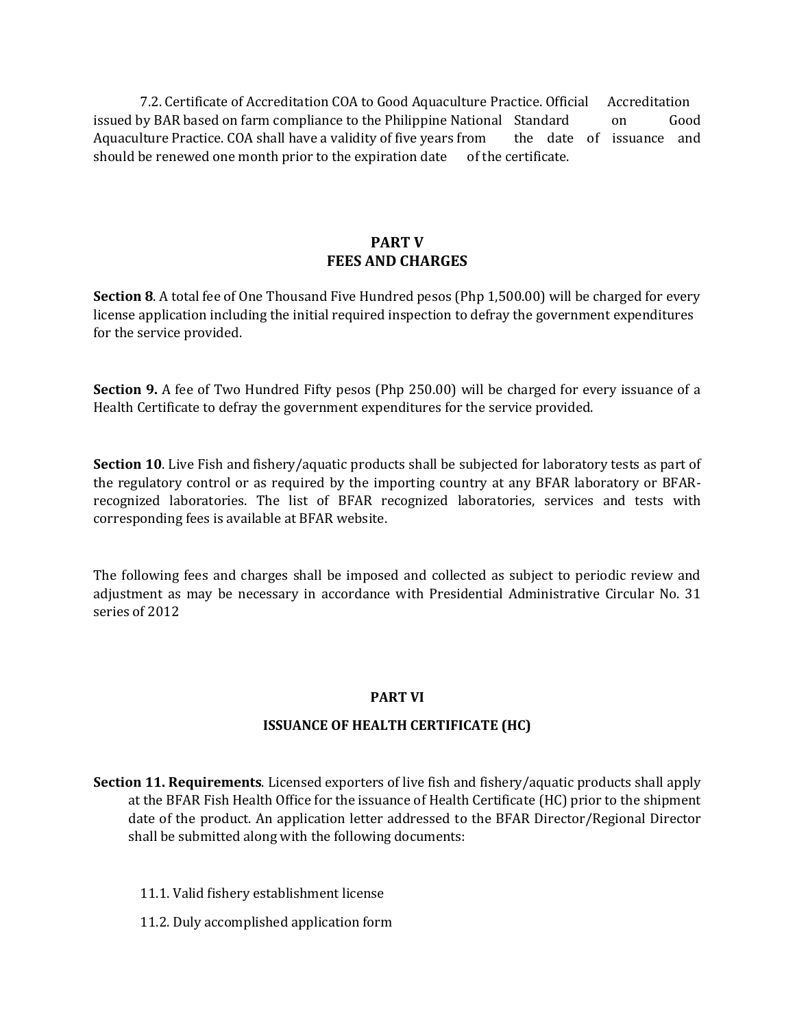7.2. Certificate of Accreditation COA to Good Aquaculture Practice. Official Accreditation issued by BAR based on farm compliance to the Philippine National Standard on Good Aquaculture Practice. COA shall have a validity of five years from the date of issuance and should be renewed one month prior to the expiration date of the certificate.

## PART V
## FEES AND CHARGES

**Section 8**. A total fee of One Thousand Five Hundred pesos (Php 1,500.00) will be charged for every license application including the initial required inspection to defray the government expenditures for the service provided.

**Section 9.** A fee of Two Hundred Fifty pesos (Php 250.00) will be charged for every issuance of a Health Certificate to defray the government expenditures for the service provided.

**Section 10**. Live Fish and fishery/aquatic products shall be subjected for laboratory tests as part of the regulatory control or as required by the importing country at any BFAR laboratory or BFAR-recognized laboratories. The list of BFAR recognized laboratories, services and tests with corresponding fees is available at BFAR website.

The following fees and charges shall be imposed and collected as subject to periodic review and adjustment as may be necessary in accordance with Presidential Administrative Circular No. 31 series of 2012

## PART VI

### ISSUANCE OF HEALTH CERTIFICATE (HC)

**Section 11. Requirements**. Licensed exporters of live fish and fishery/aquatic products shall apply at the BFAR Fish Health Office for the issuance of Health Certificate (HC) prior to the shipment date of the product. An application letter addressed to the BFAR Director/Regional Director shall be submitted along with the following documents:

11.1. Valid fishery establishment license

11.2. Duly accomplished application form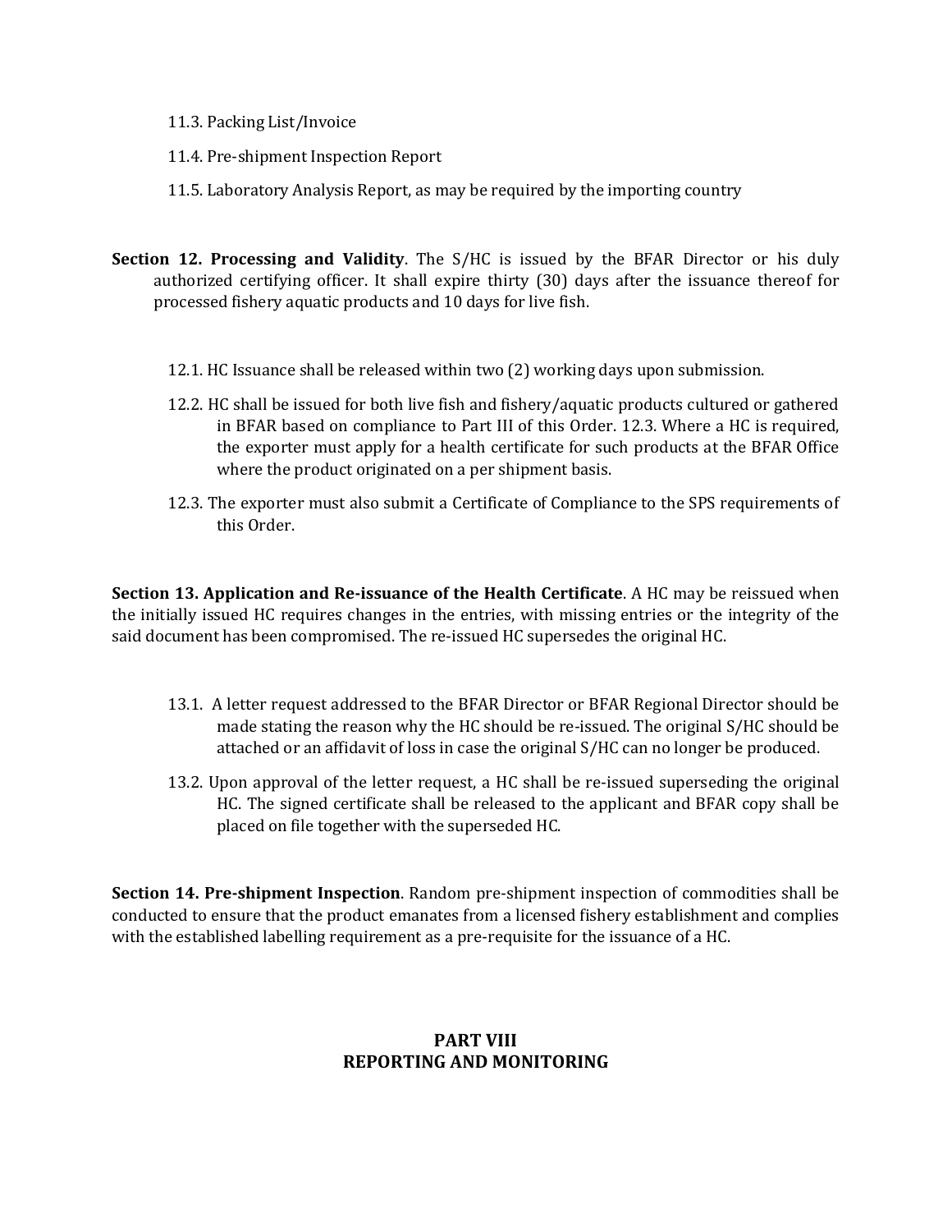11.3. Packing List/Invoice

11.4. Pre-shipment Inspection Report

11.5. Laboratory Analysis Report, as may be required by the importing country

**Section 12. Processing and Validity**. The S/HC is issued by the BFAR Director or his duly authorized certifying officer. It shall expire thirty (30) days after the issuance thereof for processed fishery aquatic products and 10 days for live fish.

12.1. HC Issuance shall be released within two (2) working days upon submission.

12.2. HC shall be issued for both live fish and fishery/aquatic products cultured or gathered in BFAR based on compliance to Part III of this Order. 12.3. Where a HC is required, the exporter must apply for a health certificate for such products at the BFAR Office where the product originated on a per shipment basis.

12.3. The exporter must also submit a Certificate of Compliance to the SPS requirements of this Order.

**Section 13. Application and Re-issuance of the Health Certificate**. A HC may be reissued when the initially issued HC requires changes in the entries, with missing entries or the integrity of the said document has been compromised. The re-issued HC supersedes the original HC.

13.1. A letter request addressed to the BFAR Director or BFAR Regional Director should be made stating the reason why the HC should be re-issued. The original S/HC should be attached or an affidavit of loss in case the original S/HC can no longer be produced.

13.2. Upon approval of the letter request, a HC shall be re-issued superseding the original HC. The signed certificate shall be released to the applicant and BFAR copy shall be placed on file together with the superseded HC.

**Section 14. Pre-shipment Inspection**. Random pre-shipment inspection of commodities shall be conducted to ensure that the product emanates from a licensed fishery establishment and complies with the established labelling requirement as a pre-requisite for the issuance of a HC.

## PART VIII
## REPORTING AND MONITORING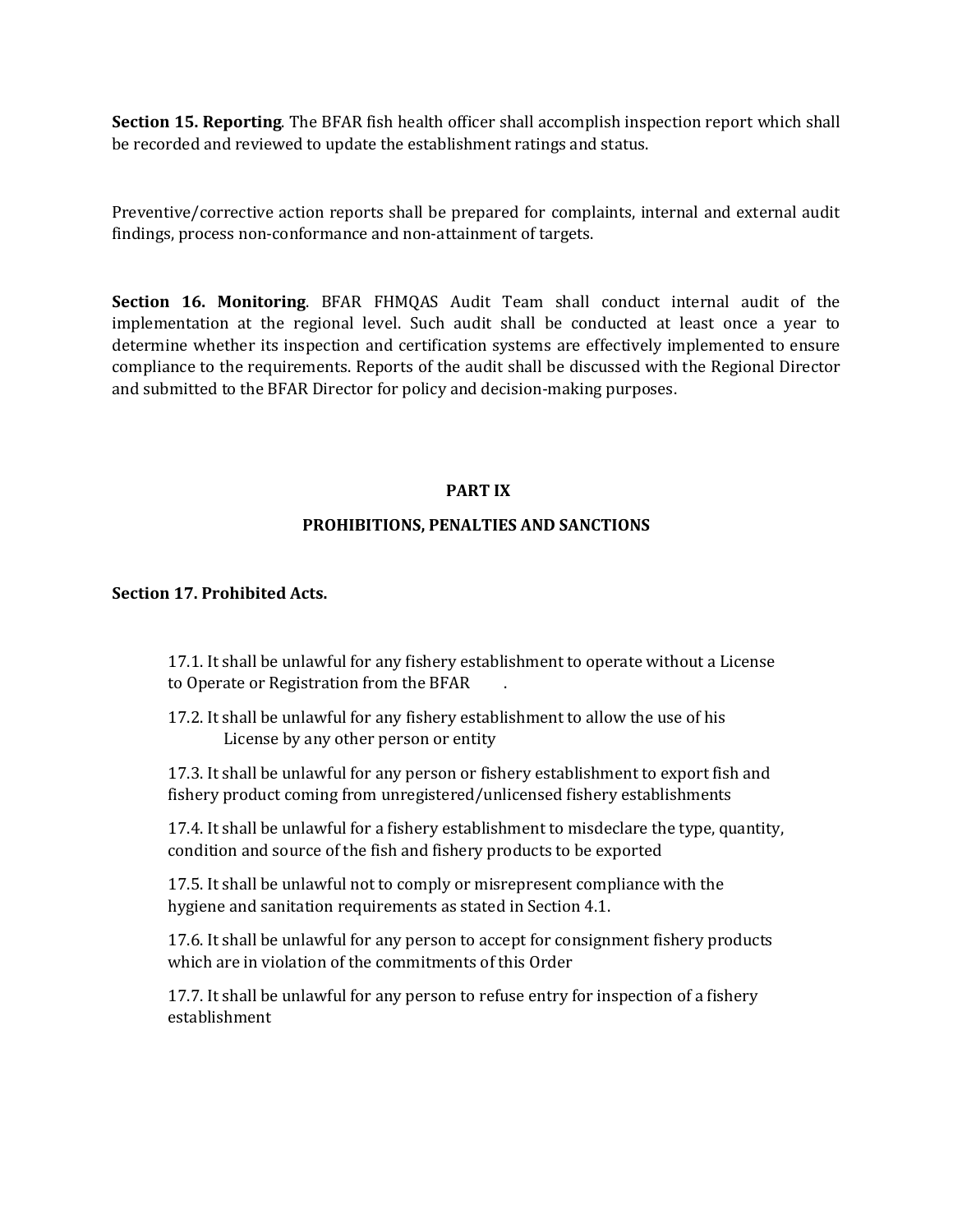**Section 15. Reporting**. The BFAR fish health officer shall accomplish inspection report which shall be recorded and reviewed to update the establishment ratings and status.

Preventive/corrective action reports shall be prepared for complaints, internal and external audit findings, process non-conformance and non-attainment of targets.

**Section 16. Monitoring**. BFAR FHMQAS Audit Team shall conduct internal audit of the implementation at the regional level. Such audit shall be conducted at least once a year to determine whether its inspection and certification systems are effectively implemented to ensure compliance to the requirements. Reports of the audit shall be discussed with the Regional Director and submitted to the BFAR Director for policy and decision-making purposes.

## PART IX

## PROHIBITIONS, PENALTIES AND SANCTIONS

**Section 17. Prohibited Acts.**

17.1. It shall be unlawful for any fishery establishment to operate without a License to Operate or Registration from the BFAR .

17.2. It shall be unlawful for any fishery establishment to allow the use of his License by any other person or entity

17.3. It shall be unlawful for any person or fishery establishment to export fish and fishery product coming from unregistered/unlicensed fishery establishments

17.4. It shall be unlawful for a fishery establishment to misdeclare the type, quantity, condition and source of the fish and fishery products to be exported

17.5. It shall be unlawful not to comply or misrepresent compliance with the hygiene and sanitation requirements as stated in Section 4.1.

17.6. It shall be unlawful for any person to accept for consignment fishery products which are in violation of the commitments of this Order

17.7. It shall be unlawful for any person to refuse entry for inspection of a fishery establishment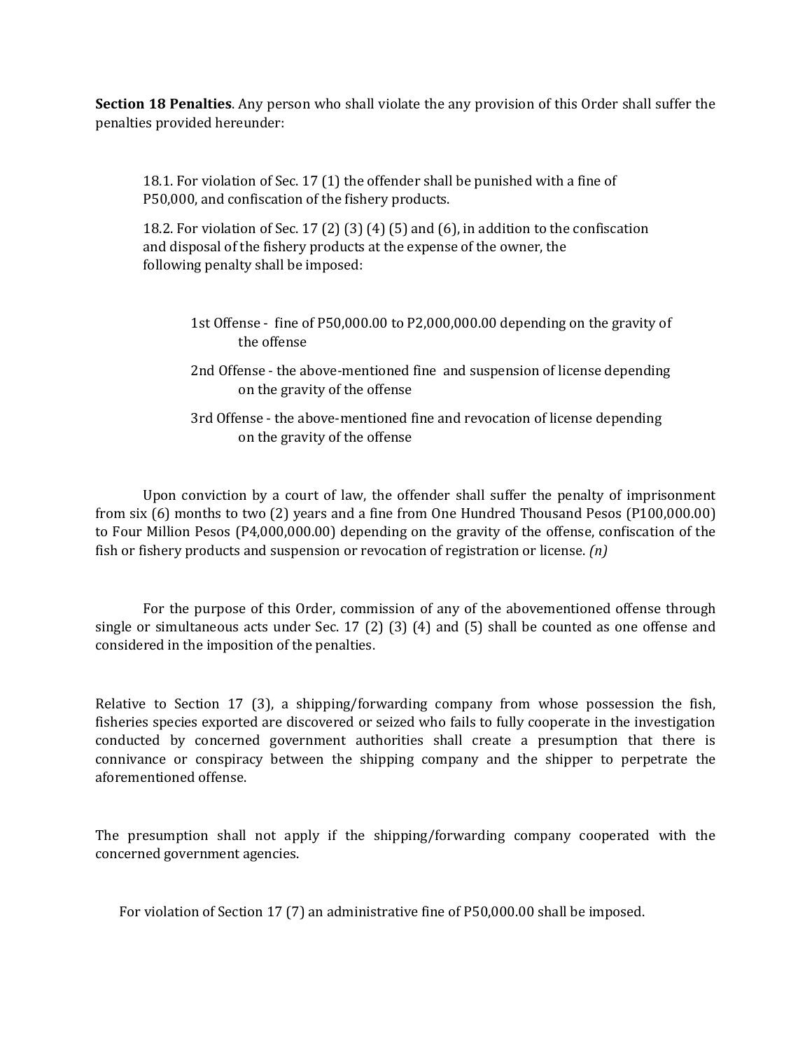**Section 18 Penalties**. Any person who shall violate the any provision of this Order shall suffer the penalties provided hereunder:

18.1. For violation of Sec. 17 (1) the offender shall be punished with a fine of P50,000, and confiscation of the fishery products.

18.2. For violation of Sec. 17 (2) (3) (4) (5) and (6), in addition to the confiscation and disposal of the fishery products at the expense of the owner, the following penalty shall be imposed:

1st Offense - fine of P50,000.00 to P2,000,000.00 depending on the gravity of the offense

2nd Offense - the above-mentioned fine and suspension of license depending on the gravity of the offense

3rd Offense - the above-mentioned fine and revocation of license depending on the gravity of the offense

Upon conviction by a court of law, the offender shall suffer the penalty of imprisonment from six (6) months to two (2) years and a fine from One Hundred Thousand Pesos (P100,000.00) to Four Million Pesos (P4,000,000.00) depending on the gravity of the offense, confiscation of the fish or fishery products and suspension or revocation of registration or license. *(n)*

For the purpose of this Order, commission of any of the abovementioned offense through single or simultaneous acts under Sec. 17 (2) (3) (4) and (5) shall be counted as one offense and considered in the imposition of the penalties.

Relative to Section 17 (3), a shipping/forwarding company from whose possession the fish, fisheries species exported are discovered or seized who fails to fully cooperate in the investigation conducted by concerned government authorities shall create a presumption that there is connivance or conspiracy between the shipping company and the shipper to perpetrate the aforementioned offense.

The presumption shall not apply if the shipping/forwarding company cooperated with the concerned government agencies.

For violation of Section 17 (7) an administrative fine of P50,000.00 shall be imposed.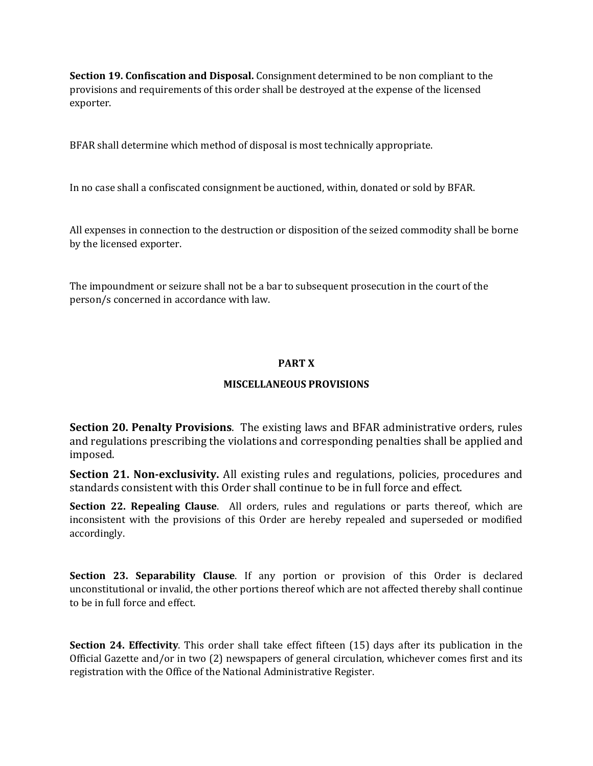**Section 19. Confiscation and Disposal.** Consignment determined to be non compliant to the provisions and requirements of this order shall be destroyed at the expense of the licensed exporter.

BFAR shall determine which method of disposal is most technically appropriate.

In no case shall a confiscated consignment be auctioned, within, donated or sold by BFAR.

All expenses in connection to the destruction or disposition of the seized commodity shall be borne by the licensed exporter.

The impoundment or seizure shall not be a bar to subsequent prosecution in the court of the person/s concerned in accordance with law.

## PART X

## MISCELLANEOUS PROVISIONS

**Section 20. Penalty Provisions**. The existing laws and BFAR administrative orders, rules and regulations prescribing the violations and corresponding penalties shall be applied and imposed.

**Section 21. Non-exclusivity.** All existing rules and regulations, policies, procedures and standards consistent with this Order shall continue to be in full force and effect.

**Section 22. Repealing Clause**. All orders, rules and regulations or parts thereof, which are inconsistent with the provisions of this Order are hereby repealed and superseded or modified accordingly.

**Section 23. Separability Clause**. If any portion or provision of this Order is declared unconstitutional or invalid, the other portions thereof which are not affected thereby shall continue to be in full force and effect.

**Section 24. Effectivity**. This order shall take effect fifteen (15) days after its publication in the Official Gazette and/or in two (2) newspapers of general circulation, whichever comes first and its registration with the Office of the National Administrative Register.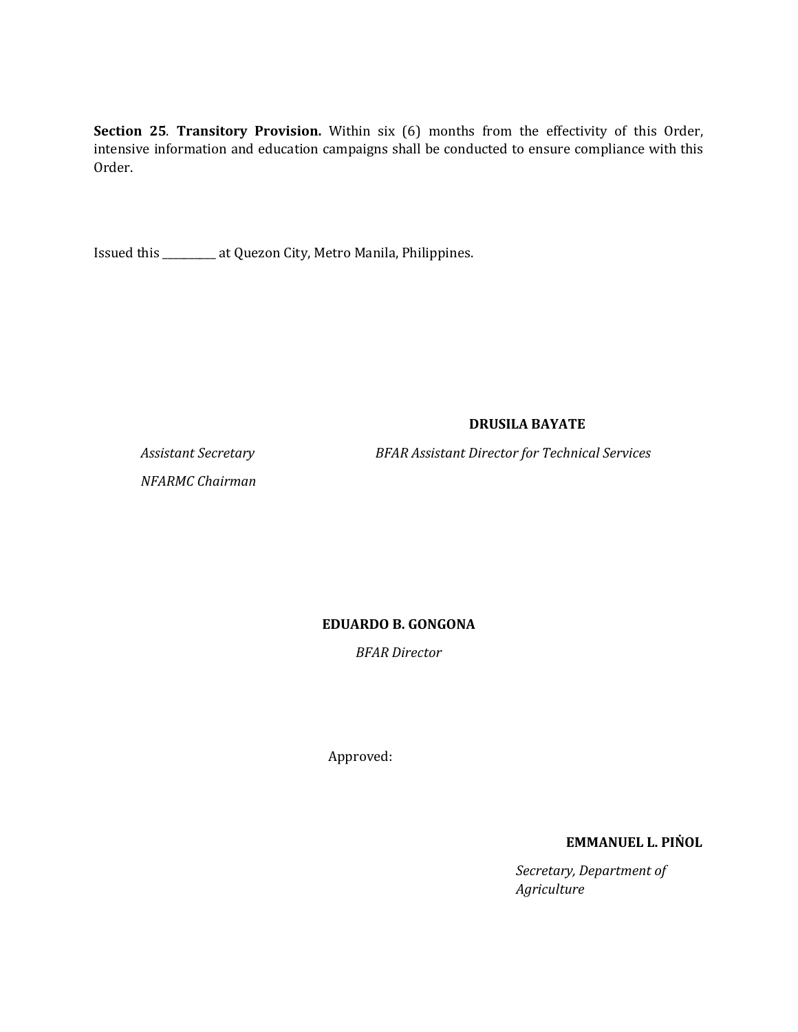**Section 25**. **Transitory Provision.** Within six (6) months from the effectivity of this Order, intensive information and education campaigns shall be conducted to ensure compliance with this Order.

Issued this __________ at Quezon City, Metro Manila, Philippines.

*Assistant Secretary*

*NFARMC Chairman*

**DRUSILA BAYATE**

*BFAR Assistant Director for Technical Services*

**EDUARDO B. GONGONA**

*BFAR Director*

Approved:

**EMMANUEL L. PIṄOL**

*Secretary, Department of Agriculture*